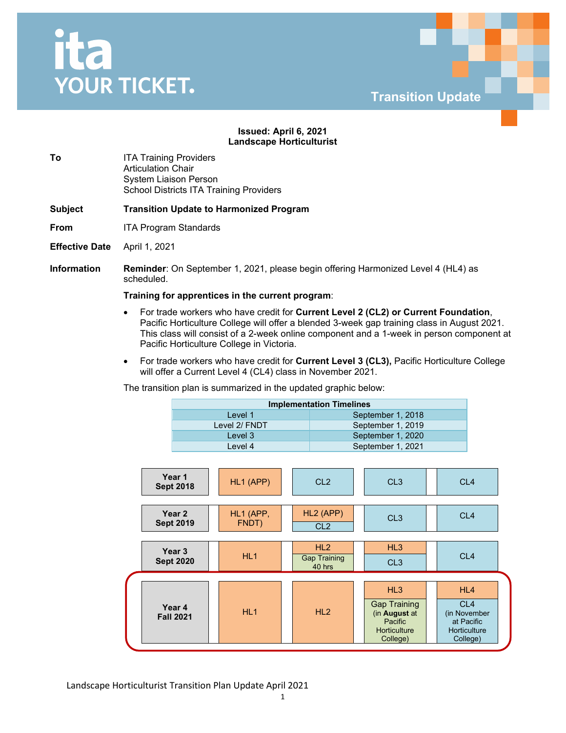**ita YOUR TICKET.**

**Transition Update**

**Issued: April 6, 2021**
**Landscape Horticulturist**

**To**
ITA Training Providers
Articulation Chair
System Liaison Person
School Districts ITA Training Providers

**Subject** **Transition Update to Harmonized Program**

**From** ITA Program Standards

**Effective Date** April 1, 2021

**Information**

**Reminder**: On September 1, 2021, please begin offering Harmonized Level 4 (HL4) as scheduled.

**Training for apprentices in the current program**:

- For trade workers who have credit for **Current Level 2 (CL2) or Current Foundation**, Pacific Horticulture College will offer a blended 3-week gap training class in August 2021. This class will consist of a 2-week online component and a 1-week in person component at Pacific Horticulture College in Victoria.
- For trade workers who have credit for **Current Level 3 (CL3),** Pacific Horticulture College will offer a Current Level 4 (CL4) class in November 2021.

The transition plan is summarized in the updated graphic below:

| Implementation Timelines | |
|---|---|
| Level 1 | September 1, 2018 |
| Level 2/ FNDT | September 1, 2019 |
| Level 3 | September 1, 2020 |
| Level 4 | September 1, 2021 |

| | | | | |
|---|---|---|---|---|
| **Year 1 Sept 2018** | HL1 (APP) | CL2 | CL3 | CL4 |
| **Year 2 Sept 2019** | HL1 (APP, FNDT) | HL2 (APP) / CL2 | CL3 | CL4 |
| **Year 3 Sept 2020** | HL1 | HL2 / Gap Training 40 hrs | HL3 / CL3 | CL4 |
| **Year 4 Fall 2021** | HL1 | HL2 | HL3 / Gap Training (in **August** at Pacific Horticulture College) | HL4 / CL4 (in November at Pacific Horticulture College) |

Landscape Horticulturist Transition Plan Update April 2021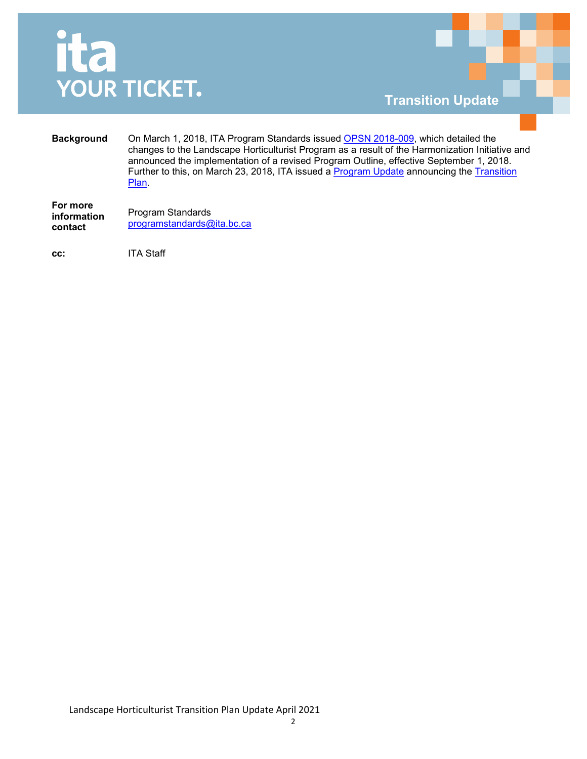# Transition Update

**Background**

On March 1, 2018, ITA Program Standards issued [OPSN 2018-009](), which detailed the changes to the Landscape Horticulturist Program as a result of the Harmonization Initiative and announced the implementation of a revised Program Outline, effective September 1, 2018. Further to this, on March 23, 2018, ITA issued a [Program Update]() announcing the [Transition Plan]().

**For more information contact**

Program Standards
programstandards@ita.bc.ca

**cc:**

ITA Staff